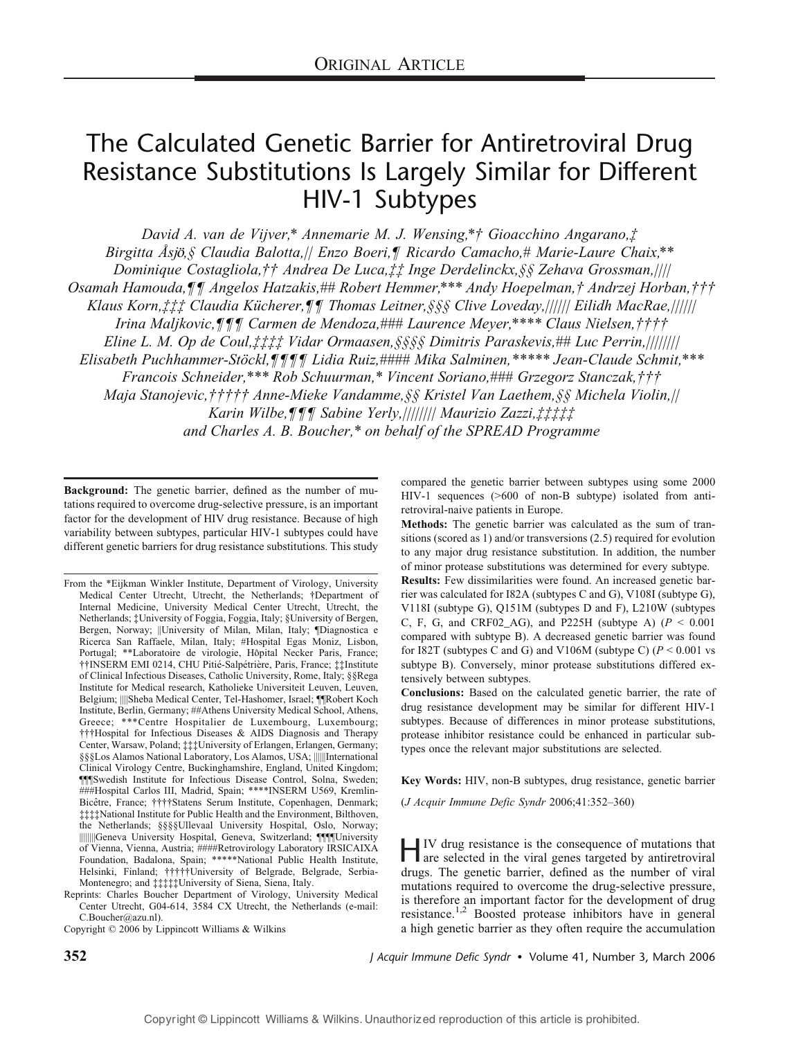ORIGINAL ARTICLE

# The Calculated Genetic Barrier for Antiretroviral Drug Resistance Substitutions Is Largely Similar for Different HIV-1 Subtypes

*David A. van de Vijver,\* Annemarie M. J. Wensing,\*† Gioacchino Angarano,‡ Birgitta Åsjö,§ Claudia Balotta,|| Enzo Boeri,¶ Ricardo Camacho,# Marie-Laure Chaix,\*\* Dominique Costagliola,†† Andrea De Luca,‡‡ Inge Derdelinckx,§§ Zehava Grossman,|||| Osamah Hamouda,¶¶ Angelos Hatzakis,## Robert Hemmer,\*\*\* Andy Hoepelman,† Andrzej Horban,††† Klaus Korn,‡‡‡ Claudia Kücherer,¶¶ Thomas Leitner,§§§ Clive Loveday,|||||| Eilidh MacRae,|||||| Irina Maljkovic,¶¶¶ Carmen de Mendoza,### Laurence Meyer,\*\*\*\* Claus Nielsen,†††† Eline L. M. Op de Coul,‡‡‡‡ Vidar Ormaasen,§§§§ Dimitris Paraskevis,## Luc Perrin,|||||||| Elisabeth Puchhammer-Stöckl,¶¶¶¶ Lidia Ruiz,#### Mika Salminen,\*\*\*\*\* Jean-Claude Schmit,\*\*\* Francois Schneider,\*\*\* Rob Schuurman,\* Vincent Soriano,### Grzegorz Stanczak,††† Maja Stanojevic,††††† Anne-Mieke Vandamme,§§ Kristel Van Laethem,§§ Michela Violin,|| Karin Wilbe,¶¶¶ Sabine Yerly,|||||||| Maurizio Zazzi,‡‡‡‡‡ and Charles A. B. Boucher,\* on behalf of the SPREAD Programme*

**Background:** The genetic barrier, defined as the number of mutations required to overcome drug-selective pressure, is an important factor for the development of HIV drug resistance. Because of high variability between subtypes, particular HIV-1 subtypes could have different genetic barriers for drug resistance substitutions. This study compared the genetic barrier between subtypes using some 2000 HIV-1 sequences (>600 of non-B subtype) isolated from antiretroviral-naive patients in Europe.

**Methods:** The genetic barrier was calculated as the sum of transitions (scored as 1) and/or transversions (2.5) required for evolution to any major drug resistance substitution. In addition, the number of minor protease substitutions was determined for every subtype.

**Results:** Few dissimilarities were found. An increased genetic barrier was calculated for I82A (subtypes C and G), V108I (subtype G), V118I (subtype G), Q151M (subtypes D and F), L210W (subtypes C, F, G, and CRF02_AG), and P225H (subtype A) ($P < 0.001$ compared with subtype B). A decreased genetic barrier was found for I82T (subtypes C and G) and V106M (subtype C) ($P < 0.001$ vs subtype B). Conversely, minor protease substitutions differed extensively between subtypes.

**Conclusions:** Based on the calculated genetic barrier, the rate of drug resistance development may be similar for different HIV-1 subtypes. Because of differences in minor protease substitutions, protease inhibitor resistance could be enhanced in particular subtypes once the relevant major substitutions are selected.

**Key Words:** HIV, non-B subtypes, drug resistance, genetic barrier

(*J Acquir Immune Defic Syndr* 2006;41:352–360)

From the \*Eijkman Winkler Institute, Department of Virology, University Medical Center Utrecht, Utrecht, the Netherlands; †Department of Internal Medicine, University Medical Center Utrecht, Utrecht, the Netherlands; ‡University of Foggia, Foggia, Italy; §University of Bergen, Bergen, Norway; ||University of Milan, Milan, Italy; ¶Diagnostica e Ricerca San Raffaele, Milan, Italy; #Hospital Egas Moniz, Lisbon, Portugal; \*\*Laboratoire de virologie, Hôpital Necker Paris, France; ††INSERM EMI 0214, CHU Pitié-Salpétrière, Paris, France; ‡‡Institute of Clinical Infectious Diseases, Catholic University, Rome, Italy; §§Rega Institute for Medical research, Katholieke Universiteit Leuven, Leuven, Belgium; ||||Sheba Medical Center, Tel-Hashomer, Israel; ¶¶Robert Koch Institute, Berlin, Germany; ##Athens University Medical School, Athens, Greece; \*\*\*Centre Hospitalier de Luxembourg, Luxembourg; †††Hospital for Infectious Diseases & AIDS Diagnosis and Therapy Center, Warsaw, Poland; ‡‡‡University of Erlangen, Erlangen, Germany; §§§Los Alamos National Laboratory, Los Alamos, USA; ||||||International Clinical Virology Centre, Buckinghamshire, England, United Kingdom; ¶¶¶Swedish Institute for Infectious Disease Control, Solna, Sweden; ###Hospital Carlos III, Madrid, Spain; \*\*\*\*INSERM U569, Kremlin-Bicêtre, France; ††††Statens Serum Institute, Copenhagen, Denmark; ‡‡‡‡National Institute for Public Health and the Environment, Bilthoven, the Netherlands; §§§§Ullevaal University Hospital, Oslo, Norway; ||||||||Geneva University Hospital, Geneva, Switzerland; ¶¶¶¶University of Vienna, Vienna, Austria; ####Retrovirology Laboratory IRSICAIXA Foundation, Badalona, Spain; \*\*\*\*\*National Public Health Institute, Helsinki, Finland; †††††University of Belgrade, Belgrade, Serbia-Montenegro; and ‡‡‡‡‡University of Siena, Siena, Italy.

Reprints: Charles Boucher Department of Virology, University Medical Center Utrecht, G04-614, 3584 CX Utrecht, the Netherlands (e-mail: C.Boucher@azu.nl).

Copyright © 2006 by Lippincott Williams & Wilkins

HIV drug resistance is the consequence of mutations that are selected in the viral genes targeted by antiretroviral drugs. The genetic barrier, defined as the number of viral mutations required to overcome the drug-selective pressure, is therefore an important factor for the development of drug resistance.[1,2] Boosted protease inhibitors have in general a high genetic barrier as they often require the accumulation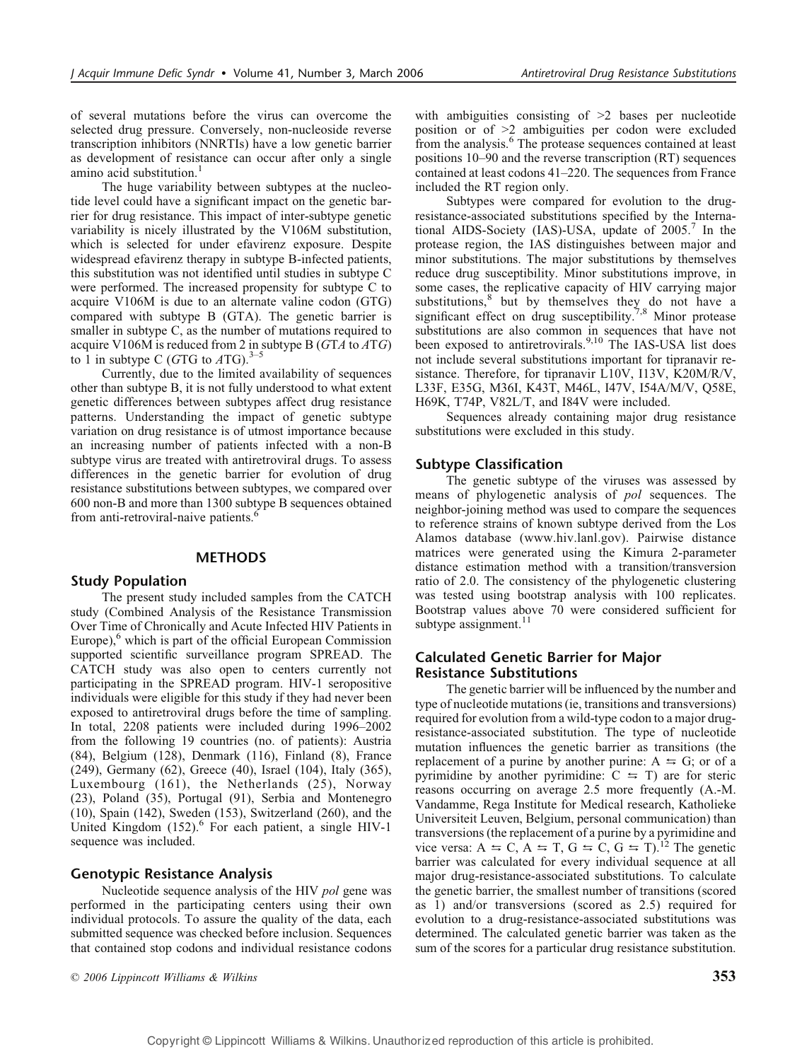of several mutations before the virus can overcome the selected drug pressure. Conversely, non-nucleoside reverse transcription inhibitors (NNRTIs) have a low genetic barrier as development of resistance can occur after only a single amino acid substitution.[1]

The huge variability between subtypes at the nucleotide level could have a significant impact on the genetic barrier for drug resistance. This impact of inter-subtype genetic variability is nicely illustrated by the V106M substitution, which is selected for under efavirenz exposure. Despite widespread efavirenz therapy in subtype B-infected patients, this substitution was not identified until studies in subtype C were performed. The increased propensity for subtype C to acquire V106M is due to an alternate valine codon (GTG) compared with subtype B (GTA). The genetic barrier is smaller in subtype C, as the number of mutations required to acquire V106M is reduced from 2 in subtype B (*G*T*A* to *A*T*G*) to 1 in subtype C (*G*TG to *A*TG).[3–5]

Currently, due to the limited availability of sequences other than subtype B, it is not fully understood to what extent genetic differences between subtypes affect drug resistance patterns. Understanding the impact of genetic subtype variation on drug resistance is of utmost importance because an increasing number of patients infected with a non-B subtype virus are treated with antiretroviral drugs. To assess differences in the genetic barrier for evolution of drug resistance substitutions between subtypes, we compared over 600 non-B and more than 1300 subtype B sequences obtained from anti-retroviral-naive patients.[6]

## METHODS

### Study Population

The present study included samples from the CATCH study (Combined Analysis of the Resistance Transmission Over Time of Chronically and Acute Infected HIV Patients in Europe),[6] which is part of the official European Commission supported scientific surveillance program SPREAD. The CATCH study was also open to centers currently not participating in the SPREAD program. HIV-1 seropositive individuals were eligible for this study if they had never been exposed to antiretroviral drugs before the time of sampling. In total, 2208 patients were included during 1996–2002 from the following 19 countries (no. of patients): Austria (84), Belgium (128), Denmark (116), Finland (8), France (249), Germany (62), Greece (40), Israel (104), Italy (365), Luxembourg (161), the Netherlands (25), Norway (23), Poland (35), Portugal (91), Serbia and Montenegro (10), Spain (142), Sweden (153), Switzerland (260), and the United Kingdom (152).[6] For each patient, a single HIV-1 sequence was included.

### Genotypic Resistance Analysis

Nucleotide sequence analysis of the HIV *pol* gene was performed in the participating centers using their own individual protocols. To assure the quality of the data, each submitted sequence was checked before inclusion. Sequences that contained stop codons and individual resistance codons with ambiguities consisting of >2 bases per nucleotide position or of >2 ambiguities per codon were excluded from the analysis.[6] The protease sequences contained at least positions 10–90 and the reverse transcription (RT) sequences contained at least codons 41–220. The sequences from France included the RT region only.

Subtypes were compared for evolution to the drug-resistance-associated substitutions specified by the International AIDS-Society (IAS)-USA, update of 2005.[7] In the protease region, the IAS distinguishes between major and minor substitutions. The major substitutions by themselves reduce drug susceptibility. Minor substitutions improve, in some cases, the replicative capacity of HIV carrying major substitutions,[8] but by themselves they do not have a significant effect on drug susceptibility.[7,8] Minor protease substitutions are also common in sequences that have not been exposed to antiretrovirals.[9,10] The IAS-USA list does not include several substitutions important for tipranavir resistance. Therefore, for tipranavir L10V, I13V, K20M/R/V, L33F, E35G, M36I, K43T, M46L, I47V, I54A/M/V, Q58E, H69K, T74P, V82L/T, and I84V were included.

Sequences already containing major drug resistance substitutions were excluded in this study.

### Subtype Classification

The genetic subtype of the viruses was assessed by means of phylogenetic analysis of *pol* sequences. The neighbor-joining method was used to compare the sequences to reference strains of known subtype derived from the Los Alamos database (www.hiv.lanl.gov). Pairwise distance matrices were generated using the Kimura 2-parameter distance estimation method with a transition/transversion ratio of 2.0. The consistency of the phylogenetic clustering was tested using bootstrap analysis with 100 replicates. Bootstrap values above 70 were considered sufficient for subtype assignment.[11]

### Calculated Genetic Barrier for Major Resistance Substitutions

The genetic barrier will be influenced by the number and type of nucleotide mutations (ie, transitions and transversions) required for evolution from a wild-type codon to a major drug-resistance-associated substitution. The type of nucleotide mutation influences the genetic barrier as transitions (the replacement of a purine by another purine: A ⇆ G; or of a pyrimidine by another pyrimidine: C ⇆ T) are for steric reasons occurring on average 2.5 more frequently (A.-M. Vandamme, Rega Institute for Medical research, Katholieke Universiteit Leuven, Belgium, personal communication) than transversions (the replacement of a purine by a pyrimidine and vice versa: A ⇆ C, A ⇆ T, G ⇆ C, G ⇆ T).[12] The genetic barrier was calculated for every individual sequence at all major drug-resistance-associated substitutions. To calculate the genetic barrier, the smallest number of transitions (scored as 1) and/or transversions (scored as 2.5) required for evolution to a drug-resistance-associated substitutions was determined. The calculated genetic barrier was taken as the sum of the scores for a particular drug resistance substitution.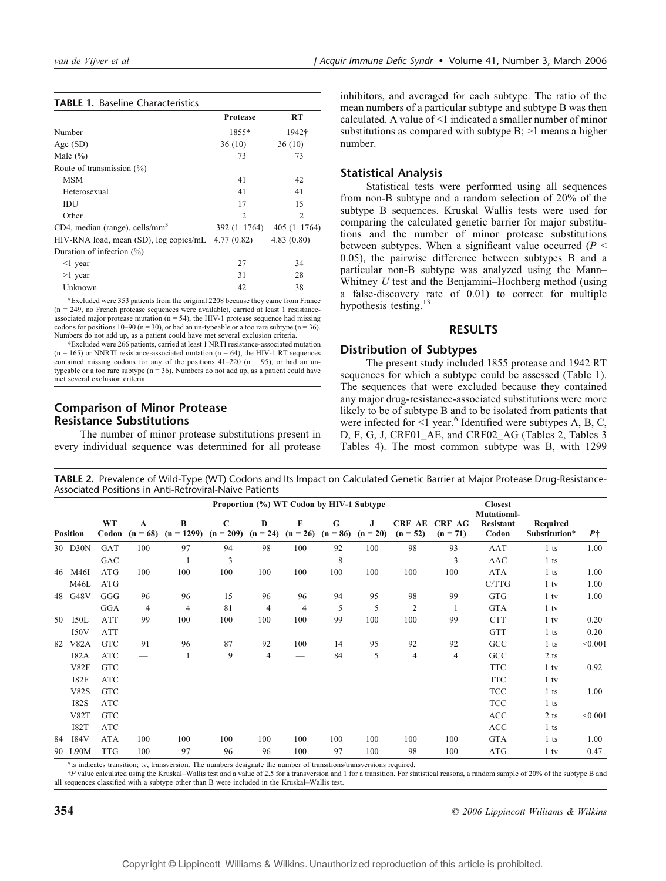**TABLE 1.** Baseline Characteristics

| | Protease | RT |
|---|---|---|
| Number | 1855* | 1942† |
| Age (SD) | 36 (10) | 36 (10) |
| Male (%) | 73 | 73 |
| Route of transmission (%) | | |
| MSM | 41 | 42 |
| Heterosexual | 41 | 41 |
| IDU | 17 | 15 |
| Other | 2 | 2 |
| CD4, median (range), cells/mm$^3$ | 392 (1–1764) | 405 (1–1764) |
| HIV-RNA load, mean (SD), log copies/mL | 4.77 (0.82) | 4.83 (0.80) |
| Duration of infection (%) | | |
| <1 year | 27 | 34 |
| >1 year | 31 | 28 |
| Unknown | 42 | 38 |

*Excluded were 353 patients from the original 2208 because they came from France (n = 249, no French protease sequences were available), carried at least 1 resistance-associated major protease mutation (n = 54), the HIV-1 protease sequence had missing codons for positions 10–90 (n = 30), or had an un-typeable or a too rare subtype (n = 36). Numbers do not add up, as a patient could have met several exclusion criteria.

†Excluded were 266 patients, carried at least 1 NRTI resistance-associated mutation (n = 165) or NNRTI resistance-associated mutation (n = 64), the HIV-1 RT sequences contained missing codons for any of the positions 41–220 (n = 95), or had an un-typeable or a too rare subtype (n = 36). Numbers do not add up, as a patient could have met several exclusion criteria.

## Comparison of Minor Protease Resistance Substitutions

The number of minor protease substitutions present in every individual sequence was determined for all protease inhibitors, and averaged for each subtype. The ratio of the mean numbers of a particular subtype and subtype B was then calculated. A value of <1 indicated a smaller number of minor substitutions as compared with subtype B; >1 means a higher number.

## Statistical Analysis

Statistical tests were performed using all sequences from non-B subtype and a random selection of 20% of the subtype B sequences. Kruskal–Wallis tests were used for comparing the calculated genetic barrier for major substitutions and the number of minor protease substitutions between subtypes. When a significant value occurred ($P < 0.05$), the pairwise difference between subtypes B and a particular non-B subtype was analyzed using the Mann–Whitney *U* test and the Benjamini–Hochberg method (using a false-discovery rate of 0.01) to correct for multiple hypothesis testing.[13]

# RESULTS

## Distribution of Subtypes

The present study included 1855 protease and 1942 RT sequences for which a subtype could be assessed (Table 1). The sequences that were excluded because they contained any major drug-resistance-associated substitutions were more likely to be of subtype B and to be isolated from patients that were infected for <1 year.[6] Identified were subtypes A, B, C, D, F, G, J, CRF01_AE, and CRF02_AG (Tables 2, Tables 3 Tables 4). The most common subtype was B, with 1299

**TABLE 2.** Prevalence of Wild-Type (WT) Codons and Its Impact on Calculated Genetic Barrier at Major Protease Drug-Resistance-Associated Positions in Anti-Retroviral-Naive Patients

| Position | | WT Codon | Proportion (%) WT Codon by HIV-1 Subtype | | | | | | | | | Closest Mutational-Resistant Codon | Required Substitution* | P† |
|---|---|---|---|---|---|---|---|---|---|---|---|---|---|---|
| | | | A (n = 68) | B (n = 1299) | C (n = 209) | D (n = 24) | F (n = 26) | G (n = 86) | J (n = 20) | CRF_AE (n = 52) | CRF_AG (n = 71) | | | |
| 30 | D30N | GAT | 100 | 97 | 94 | 98 | 100 | 92 | 100 | 98 | 93 | AAT | 1 ts | 1.00 |
| | | GAC | — | 1 | 3 | — | — | 8 | — | — | 3 | AAC | 1 ts | |
| 46 | M46I | ATG | 100 | 100 | 100 | 100 | 100 | 100 | 100 | 100 | 100 | ATA | 1 ts | 1.00 |
| | M46L | ATG | | | | | | | | | | C/TTG | 1 tv | 1.00 |
| 48 | G48V | GGG | 96 | 96 | 15 | 96 | 96 | 94 | 95 | 98 | 99 | GTG | 1 tv | 1.00 |
| | | GGA | 4 | 4 | 81 | 4 | 4 | 5 | 5 | 2 | 1 | GTA | 1 tv | |
| 50 | I50L | ATT | 99 | 100 | 100 | 100 | 100 | 99 | 100 | 100 | 99 | CTT | 1 tv | 0.20 |
| | I50V | ATT | | | | | | | | | | GTT | 1 ts | 0.20 |
| 82 | V82A | GTC | 91 | 96 | 87 | 92 | 100 | 14 | 95 | 92 | 92 | GCC | 1 ts | <0.001 |
| | I82A | ATC | — | 1 | 9 | 4 | — | 84 | 5 | 4 | 4 | GCC | 2 ts | |
| | V82F | GTC | | | | | | | | | | TTC | 1 tv | 0.92 |
| | I82F | ATC | | | | | | | | | | TTC | 1 tv | |
| | V82S | GTC | | | | | | | | | | TCC | 1 ts | 1.00 |
| | I82S | ATC | | | | | | | | | | TCC | 1 ts | |
| | V82T | GTC | | | | | | | | | | ACC | 2 ts | <0.001 |
| | I82T | ATC | | | | | | | | | | ACC | 1 ts | |
| 84 | I84V | ATA | 100 | 100 | 100 | 100 | 100 | 100 | 100 | 100 | 100 | GTA | 1 ts | 1.00 |
| 90 | L90M | TTG | 100 | 97 | 96 | 96 | 100 | 97 | 100 | 98 | 100 | ATG | 1 tv | 0.47 |

*ts indicates transition; tv, transversion. The numbers designate the number of transitions/transversions required.

†*P* value calculated using the Kruskal–Wallis test and a value of 2.5 for a transversion and 1 for a transition. For statistical reasons, a random sample of 20% of the subtype B and all sequences classified with a subtype other than B were included in the Kruskal–Wallis test.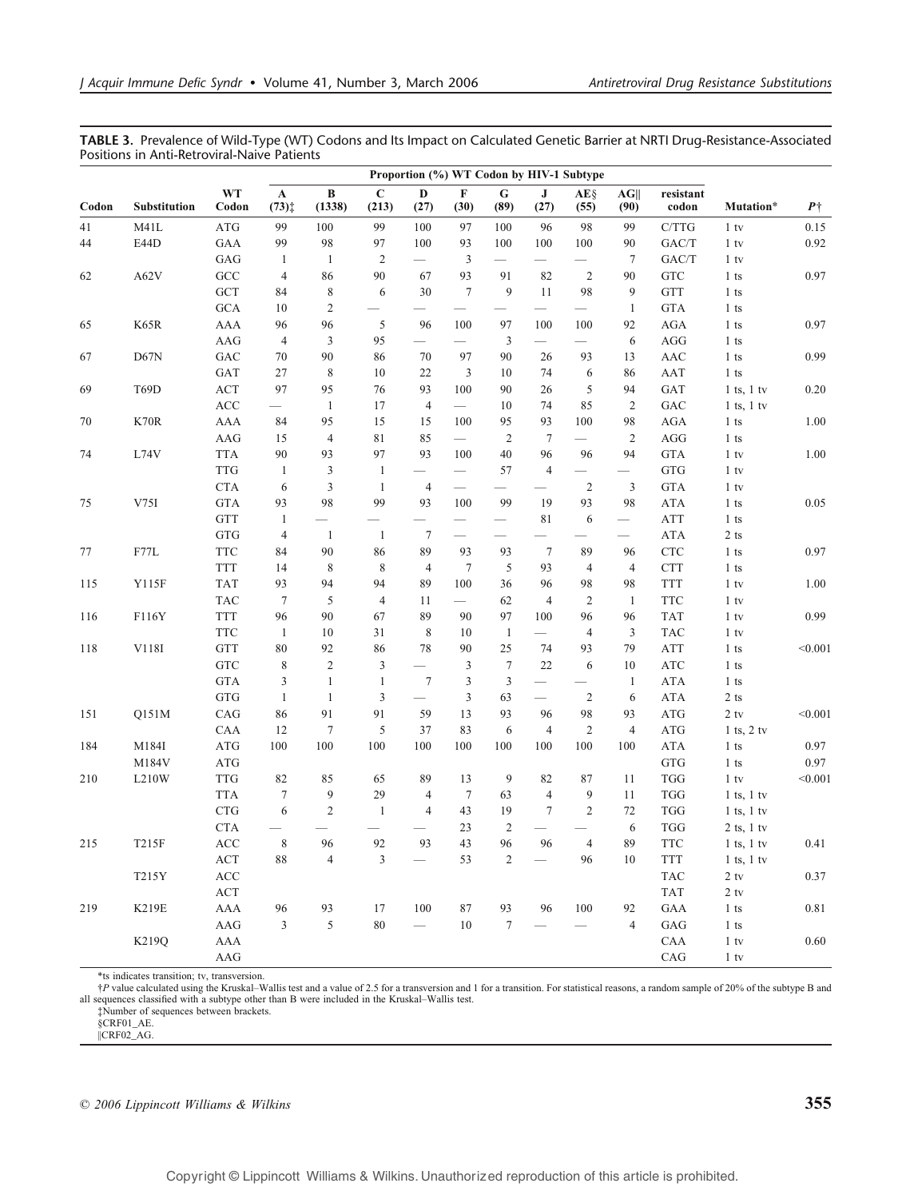**TABLE 3.** Prevalence of Wild-Type (WT) Codons and Its Impact on Calculated Genetic Barrier at NRTI Drug-Resistance-Associated Positions in Anti-Retroviral-Naive Patients

| Codon | Substitution | WT Codon | Proportion (%) WT Codon by HIV-1 Subtype | | | | | | | | | resistant codon | Mutation* | P† |
|---|---|---|---|---|---|---|---|---|---|---|---|---|---|---|
| | | | A (73)‡ | B (1338) | C (213) | D (27) | F (30) | G (89) | J (27) | AE§ (55) | AG‖ (90) | | | |
| 41 | M41L | ATG | 99 | 100 | 99 | 100 | 97 | 100 | 96 | 98 | 99 | C/TTG | 1 tv | 0.15 |
| 44 | E44D | GAA | 99 | 98 | 97 | 100 | 93 | 100 | 100 | 100 | 90 | GAC/T | 1 tv | 0.92 |
| | | GAG | 1 | 1 | 2 | — | 3 | — | — | — | 7 | GAC/T | 1 tv | |
| 62 | A62V | GCC | 4 | 86 | 90 | 67 | 93 | 91 | 82 | 2 | 90 | GTC | 1 ts | 0.97 |
| | | GCT | 84 | 8 | 6 | 30 | 7 | 9 | 11 | 98 | 9 | GTT | 1 ts | |
| | | GCA | 10 | 2 | — | — | — | — | — | — | 1 | GTA | 1 ts | |
| 65 | K65R | AAA | 96 | 96 | 5 | 96 | 100 | 97 | 100 | 100 | 92 | AGA | 1 ts | 0.97 |
| | | AAG | 4 | 3 | 95 | — | — | 3 | — | — | 6 | AGG | 1 ts | |
| 67 | D67N | GAC | 70 | 90 | 86 | 70 | 97 | 90 | 26 | 93 | 13 | AAC | 1 ts | 0.99 |
| | | GAT | 27 | 8 | 10 | 22 | 3 | 10 | 74 | 6 | 86 | AAT | 1 ts | |
| 69 | T69D | ACT | 97 | 95 | 76 | 93 | 100 | 90 | 26 | 5 | 94 | GAT | 1 ts, 1 tv | 0.20 |
| | | ACC | — | 1 | 17 | 4 | — | 10 | 74 | 85 | 2 | GAC | 1 ts, 1 tv | |
| 70 | K70R | AAA | 84 | 95 | 15 | 15 | 100 | 95 | 93 | 100 | 98 | AGA | 1 ts | 1.00 |
| | | AAG | 15 | 4 | 81 | 85 | — | 2 | 7 | — | 2 | AGG | 1 ts | |
| 74 | L74V | TTA | 90 | 93 | 97 | 93 | 100 | 40 | 96 | 96 | 94 | GTA | 1 tv | 1.00 |
| | | TTG | 1 | 3 | 1 | — | — | 57 | 4 | — | — | GTG | 1 tv | |
| | | CTA | 6 | 3 | 1 | 4 | — | — | — | 2 | 3 | GTA | 1 tv | |
| 75 | V75I | GTA | 93 | 98 | 99 | 93 | 100 | 99 | 19 | 93 | 98 | ATA | 1 ts | 0.05 |
| | | GTT | 1 | — | — | — | — | — | 81 | 6 | — | ATT | 1 ts | |
| | | GTG | 4 | 1 | 1 | 7 | — | — | — | — | — | ATA | 2 ts | |
| 77 | F77L | TTC | 84 | 90 | 86 | 89 | 93 | 93 | 7 | 89 | 96 | CTC | 1 ts | 0.97 |
| | | TTT | 14 | 8 | 8 | 4 | 7 | 5 | 93 | 4 | 4 | CTT | 1 ts | |
| 115 | Y115F | TAT | 93 | 94 | 94 | 89 | 100 | 36 | 96 | 98 | 98 | TTT | 1 tv | 1.00 |
| | | TAC | 7 | 5 | 4 | 11 | — | 62 | 4 | 2 | 1 | TTC | 1 tv | |
| 116 | F116Y | TTT | 96 | 90 | 67 | 89 | 90 | 97 | 100 | 96 | 96 | TAT | 1 tv | 0.99 |
| | | TTC | 1 | 10 | 31 | 8 | 10 | 1 | — | 4 | 3 | TAC | 1 tv | |
| 118 | V118I | GTT | 80 | 92 | 86 | 78 | 90 | 25 | 74 | 93 | 79 | ATT | 1 ts | <0.001 |
| | | GTC | 8 | 2 | 3 | — | 3 | 7 | 22 | 6 | 10 | ATC | 1 ts | |
| | | GTA | 3 | 1 | 1 | 7 | 3 | 3 | — | — | 1 | ATA | 1 ts | |
| | | GTG | 1 | 1 | 3 | — | 3 | 63 | — | 2 | 6 | ATA | 2 ts | |
| 151 | Q151M | CAG | 86 | 91 | 91 | 59 | 13 | 93 | 96 | 98 | 93 | ATG | 2 tv | <0.001 |
| | | CAA | 12 | 7 | 5 | 37 | 83 | 6 | 4 | 2 | 4 | ATG | 1 ts, 2 tv | |
| 184 | M184I | ATG | 100 | 100 | 100 | 100 | 100 | 100 | 100 | 100 | 100 | ATA | 1 ts | 0.97 |
| | M184V | ATG | | | | | | | | | | GTG | 1 ts | 0.97 |
| 210 | L210W | TTG | 82 | 85 | 65 | 89 | 13 | 9 | 82 | 87 | 11 | TGG | 1 tv | <0.001 |
| | | TTA | 7 | 9 | 29 | 4 | 7 | 63 | 4 | 9 | 11 | TGG | 1 ts, 1 tv | |
| | | CTG | 6 | 2 | 1 | 4 | 43 | 19 | 7 | 2 | 72 | TGG | 1 ts, 1 tv | |
| | | CTA | — | — | — | — | 23 | 2 | — | — | 6 | TGG | 2 ts, 1 tv | |
| 215 | T215F | ACC | 8 | 96 | 92 | 93 | 43 | 96 | 96 | 4 | 89 | TTC | 1 ts, 1 tv | 0.41 |
| | | ACT | 88 | 4 | 3 | — | 53 | 2 | — | 96 | 10 | TTT | 1 ts, 1 tv | |
| | T215Y | ACC | | | | | | | | | | TAC | 2 tv | 0.37 |
| | | ACT | | | | | | | | | | TAT | 2 tv | |
| 219 | K219E | AAA | 96 | 93 | 17 | 100 | 87 | 93 | 96 | 100 | 92 | GAA | 1 ts | 0.81 |
| | | AAG | 3 | 5 | 80 | — | 10 | 7 | — | — | 4 | GAG | 1 ts | |
| | K219Q | AAA | | | | | | | | | | CAA | 1 tv | 0.60 |
| | | AAG | | | | | | | | | | CAG | 1 tv | |

*ts indicates transition; tv, transversion.

†P value calculated using the Kruskal–Wallis test and a value of 2.5 for a transversion and 1 for a transition. For statistical reasons, a random sample of 20% of the subtype B and all sequences classified with a subtype other than B were included in the Kruskal–Wallis test.

‡Number of sequences between brackets.

§CRF01_AE.

‖CRF02_AG.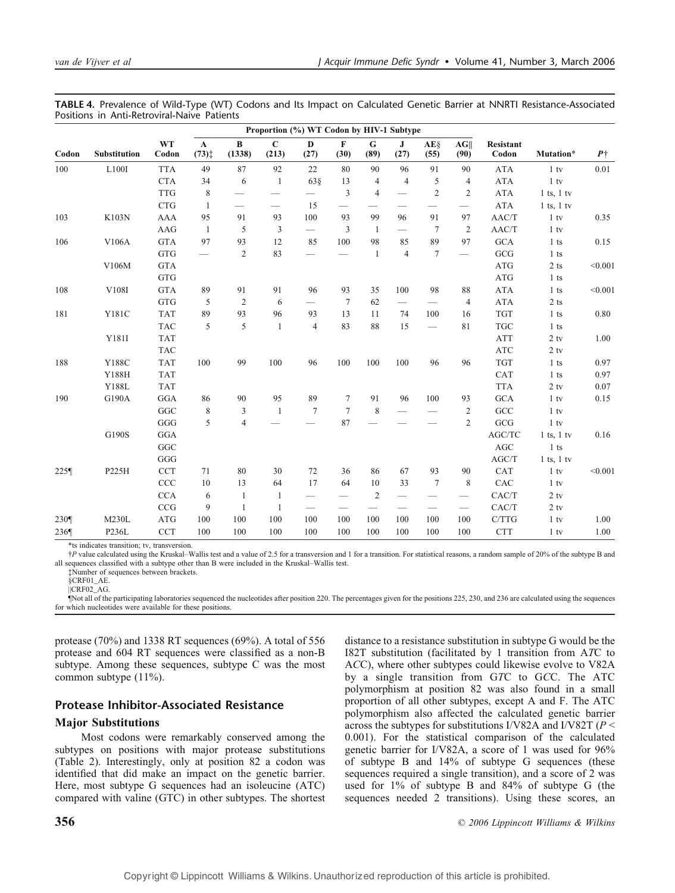**TABLE 4.** Prevalence of Wild-Type (WT) Codons and Its Impact on Calculated Genetic Barrier at NNRTI Resistance-Associated Positions in Anti-Retroviral-Naive Patients

| Codon | Substitution | WT Codon | Proportion (%) WT Codon by HIV-1 Subtype A (73)‡ | B (1338) | C (213) | D (27) | F (30) | G (89) | J (27) | AE§ (55) | AG‖ (90) | Resistant Codon | Mutation* | P† |
|---|---|---|---|---|---|---|---|---|---|---|---|---|---|---|
| 100 | L100I | TTA | 49 | 87 | 92 | 22 | 80 | 90 | 96 | 91 | 90 | ATA | 1 tv | 0.01 |
| | | CTA | 34 | 6 | 1 | 63§ | 13 | 4 | 4 | 5 | 4 | ATA | 1 tv | |
| | | TTG | 8 | — | — | — | 3 | 4 | — | 2 | 2 | ATA | 1 ts, 1 tv | |
| | | CTG | 1 | — | — | 15 | — | — | — | — | — | ATA | 1 ts, 1 tv | |
| 103 | K103N | AAA | 95 | 91 | 93 | 100 | 93 | 99 | 96 | 91 | 97 | AAC/T | 1 tv | 0.35 |
| | | AAG | 1 | 5 | 3 | — | 3 | 1 | — | 7 | 2 | AAC/T | 1 tv | |
| 106 | V106A | GTA | 97 | 93 | 12 | 85 | 100 | 98 | 85 | 89 | 97 | GCA | 1 ts | 0.15 |
| | | GTG | — | 2 | 83 | — | — | 1 | 4 | 7 | — | GCG | 1 ts | |
| | V106M | GTA | | | | | | | | | | ATG | 2 ts | <0.001 |
| | | GTG | | | | | | | | | | ATG | 1 ts | |
| 108 | V108I | GTA | 89 | 91 | 91 | 96 | 93 | 35 | 100 | 98 | 88 | ATA | 1 ts | <0.001 |
| | | GTG | 5 | 2 | 6 | — | 7 | 62 | — | — | 4 | ATA | 2 ts | |
| 181 | Y181C | TAT | 89 | 93 | 96 | 93 | 13 | 11 | 74 | 100 | 16 | TGT | 1 ts | 0.80 |
| | | TAC | 5 | 5 | 1 | 4 | 83 | 88 | 15 | — | 81 | TGC | 1 ts | |
| | Y181I | TAT | | | | | | | | | | ATT | 2 tv | 1.00 |
| | | TAC | | | | | | | | | | ATC | 2 tv | |
| 188 | Y188C | TAT | 100 | 99 | 100 | 96 | 100 | 100 | 100 | 96 | 96 | TGT | 1 ts | 0.97 |
| | Y188H | TAT | | | | | | | | | | CAT | 1 ts | 0.97 |
| | Y188L | TAT | | | | | | | | | | TTA | 2 tv | 0.07 |
| 190 | G190A | GGA | 86 | 90 | 95 | 89 | 7 | 91 | 96 | 100 | 93 | GCA | 1 tv | 0.15 |
| | | GGC | 8 | 3 | 1 | 7 | 7 | 8 | — | — | 2 | GCC | 1 tv | |
| | | GGG | 5 | 4 | — | — | 87 | — | — | — | 2 | GCG | 1 tv | |
| | G190S | GGA | | | | | | | | | | AGC/TC | 1 ts, 1 tv | 0.16 |
| | | GGC | | | | | | | | | | AGC | 1 ts | |
| | | GGG | | | | | | | | | | AGC/T | 1 ts, 1 tv | |
| 225¶ | P225H | CCT | 71 | 80 | 30 | 72 | 36 | 86 | 67 | 93 | 90 | CAT | 1 tv | <0.001 |
| | | CCC | 10 | 13 | 64 | 17 | 64 | 10 | 33 | 7 | 8 | CAC | 1 tv | |
| | | CCA | 6 | 1 | 1 | — | — | 2 | — | — | — | CAC/T | 2 tv | |
| | | CCG | 9 | 1 | 1 | — | — | — | — | — | — | CAC/T | 2 tv | |
| 230¶ | M230L | ATG | 100 | 100 | 100 | 100 | 100 | 100 | 100 | 100 | 100 | C/TTG | 1 tv | 1.00 |
| 236¶ | P236L | CCT | 100 | 100 | 100 | 100 | 100 | 100 | 100 | 100 | 100 | CTT | 1 tv | 1.00 |

*ts indicates transition; tv, transversion.

†P value calculated using the Kruskal–Wallis test and a value of 2.5 for a transversion and 1 for a transition. For statistical reasons, a random sample of 20% of the subtype B and all sequences classified with a subtype other than B were included in the Kruskal–Wallis test.

‡Number of sequences between brackets.

§CRF01_AE.

‖CRF02_AG.

¶Not all of the participating laboratories sequenced the nucleotides after position 220. The percentages given for the positions 225, 230, and 236 are calculated using the sequences for which nucleotides were available for these positions.

protease (70%) and 1338 RT sequences (69%). A total of 556 protease and 604 RT sequences were classified as a non-B subtype. Among these sequences, subtype C was the most common subtype (11%).

## Protease Inhibitor-Associated Resistance

### Major Substitutions

Most codons were remarkably conserved among the subtypes on positions with major protease substitutions (Table 2). Interestingly, only at position 82 a codon was identified that did make an impact on the genetic barrier. Here, most subtype G sequences had an isoleucine (ATC) compared with valine (GTC) in other subtypes. The shortest distance to a resistance substitution in subtype G would be the I82T substitution (facilitated by 1 transition from A*T*C to A*C*C), where other subtypes could likewise evolve to V82A by a single transition from G*T*C to G*C*C. The ATC polymorphism at position 82 was also found in a small proportion of all other subtypes, except A and F. The ATC polymorphism also affected the calculated genetic barrier across the subtypes for substitutions I/V82A and I/V82T ($P < 0.001$). For the statistical comparison of the calculated genetic barrier for I/V82A, a score of 1 was used for 96% of subtype B and 14% of subtype G sequences (these sequences required a single transition), and a score of 2 was used for 1% of subtype B and 84% of subtype G (the sequences needed 2 transitions). Using these scores, an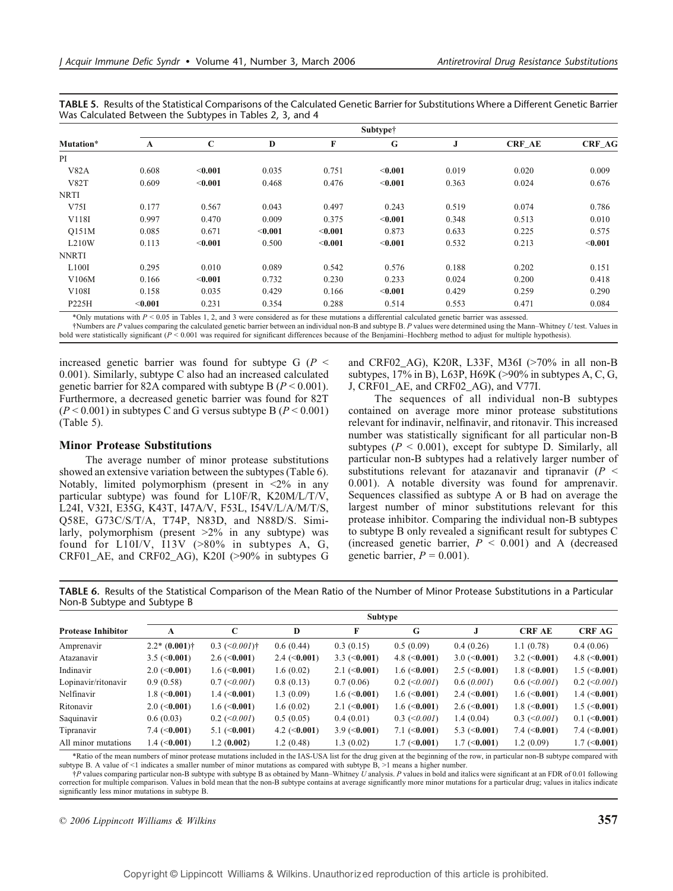**TABLE 5.** Results of the Statistical Comparisons of the Calculated Genetic Barrier for Substitutions Where a Different Genetic Barrier Was Calculated Between the Subtypes in Tables 2, 3, and 4

| Mutation* | Subtype† | | | | | | | |
|---|---|---|---|---|---|---|---|---|
| | A | C | D | F | G | J | CRF_AE | CRF_AG |
| PI | | | | | | | | |
| V82A | 0.608 | **<0.001** | 0.035 | 0.751 | **<0.001** | 0.019 | 0.020 | 0.009 |
| V82T | 0.609 | **<0.001** | 0.468 | 0.476 | **<0.001** | 0.363 | 0.024 | 0.676 |
| NRTI | | | | | | | | |
| V75I | 0.177 | 0.567 | 0.043 | 0.497 | 0.243 | 0.519 | 0.074 | 0.786 |
| V118I | 0.997 | 0.470 | 0.009 | 0.375 | **<0.001** | 0.348 | 0.513 | 0.010 |
| Q151M | 0.085 | 0.671 | **<0.001** | **<0.001** | 0.873 | 0.633 | 0.225 | 0.575 |
| L210W | 0.113 | **<0.001** | 0.500 | **<0.001** | **<0.001** | 0.532 | 0.213 | **<0.001** |
| NNRTI | | | | | | | | |
| L100I | 0.295 | 0.010 | 0.089 | 0.542 | 0.576 | 0.188 | 0.202 | 0.151 |
| V106M | 0.166 | **<0.001** | 0.732 | 0.230 | 0.233 | 0.024 | 0.200 | 0.418 |
| V108I | 0.158 | 0.035 | 0.429 | 0.166 | **<0.001** | 0.429 | 0.259 | 0.290 |
| P225H | **<0.001** | 0.231 | 0.354 | 0.288 | 0.514 | 0.553 | 0.471 | 0.084 |

*Only mutations with $P < 0.05$ in Tables 1, 2, and 3 were considered as for these mutations a differential calculated genetic barrier was assessed.

†Numbers are $P$ values comparing the calculated genetic barrier between an individual non-B and subtype B. $P$ values were determined using the Mann–Whitney $U$ test. Values in bold were statistically significant ($P < 0.001$ was required for significant differences because of the Benjamini–Hochberg method to adjust for multiple hypothesis).

increased genetic barrier was found for subtype G ($P < 0.001$). Similarly, subtype C also had an increased calculated genetic barrier for 82A compared with subtype B ($P < 0.001$). Furthermore, a decreased genetic barrier was found for 82T ($P < 0.001$) in subtypes C and G versus subtype B ($P < 0.001$) (Table 5).

### Minor Protease Substitutions

The average number of minor protease substitutions showed an extensive variation between the subtypes (Table 6). Notably, limited polymorphism (present in <2% in any particular subtype) was found for L10F/R, K20M/L/T/V, L24I, V32I, E35G, K43T, I47A/V, F53L, I54V/L/A/M/T/S, Q58E, G73C/S/T/A, T74P, N83D, and N88D/S. Similarly, polymorphism (present >2% in any subtype) was found for L10I/V, I13V (>80% in subtypes A, G, CRF01_AE, and CRF02_AG), K20I (>90% in subtypes G and CRF02_AG), K20R, L33F, M36I (>70% in all non-B subtypes, 17% in B), L63P, H69K (>90% in subtypes A, C, G, J, CRF01_AE, and CRF02_AG), and V77I.

The sequences of all individual non-B subtypes contained on average more minor protease substitutions relevant for indinavir, nelfinavir, and ritonavir. This increased number was statistically significant for all particular non-B subtypes ($P < 0.001$), except for subtype D. Similarly, all particular non-B subtypes had a relatively larger number of substitutions relevant for atazanavir and tipranavir ($P < 0.001$). A notable diversity was found for amprenavir. Sequences classified as subtype A or B had on average the largest number of minor substitutions relevant for this protease inhibitor. Comparing the individual non-B subtypes to subtype B only revealed a significant result for subtypes C (increased genetic barrier, $P < 0.001$) and A (decreased genetic barrier, $P = 0.001$).

**TABLE 6.** Results of the Statistical Comparison of the Mean Ratio of the Number of Minor Protease Substitutions in a Particular Non-B Subtype and Subtype B

| Protease Inhibitor | Subtype | | | | | | | |
|---|---|---|---|---|---|---|---|---|
| | A | C | D | F | G | J | CRF AE | CRF AG |
| Amprenavir | 2.2* (**0.001**)† | 0.3 (*<0.001*)† | 0.6 (0.44) | 0.3 (0.15) | 0.5 (0.09) | 0.4 (0.26) | 1.1 (0.78) | 0.4 (0.06) |
| Atazanavir | 3.5 (**<0.001**) | 2.6 (**<0.001**) | 2.4 (**<0.001**) | 3.3 (**<0.001**) | 4.8 (**<0.001**) | 3.0 (**<0.001**) | 3.2 (**<0.001**) | 4.8 (**<0.001**) |
| Indinavir | 2.0 (**<0.001**) | 1.6 (**<0.001**) | 1.6 (0.02) | 2.1 (**<0.001**) | 1.6 (**<0.001**) | 2.5 (**<0.001**) | 1.8 (**<0.001**) | 1.5 (**<0.001**) |
| Lopinavir/ritonavir | 0.9 (0.58) | 0.7 (*<0.001*) | 0.8 (0.13) | 0.7 (0.06) | 0.2 (*<0.001*) | 0.6 (*0.001*) | 0.6 (*<0.001*) | 0.2 (*<0.001*) |
| Nelfinavir | 1.8 (**<0.001**) | 1.4 (**<0.001**) | 1.3 (0.09) | 1.6 (**<0.001**) | 1.6 (**<0.001**) | 2.4 (**<0.001**) | 1.6 (**<0.001**) | 1.4 (**<0.001**) |
| Ritonavir | 2.0 (**<0.001**) | 1.6 (**<0.001**) | 1.6 (0.02) | 2.1 (**<0.001**) | 1.6 (**<0.001**) | 2.6 (**<0.001**) | 1.8 (**<0.001**) | 1.5 (**<0.001**) |
| Saquinavir | 0.6 (0.03) | 0.2 (*<0.001*) | 0.5 (0.05) | 0.4 (0.01) | 0.3 (*<0.001*) | 1.4 (0.04) | 0.3 (*<0.001*) | 0.1 (**<0.001**) |
| Tipranavir | 7.4 (**<0.001**) | 5.1 (**<0.001**) | 4.2 (**<0.001**) | 3.9 (**<0.001**) | 7.1 (**<0.001**) | 5.3 (**<0.001**) | 7.4 (**<0.001**) | 7.4 (**<0.001**) |
| All minor mutations | 1.4 (**<0.001**) | 1.2 (**0.002**) | 1.2 (0.48) | 1.3 (0.02) | 1.7 (**<0.001**) | 1.7 (**<0.001**) | 1.2 (0.09) | 1.7 (**<0.001**) |

*Ratio of the mean numbers of minor protease mutations included in the IAS-USA list for the drug given at the beginning of the row, in particular non-B subtype compared with subtype B. A value of <1 indicates a smaller number of minor mutations as compared with subtype B, >1 means a higher number.

†$P$ values comparing particular non-B subtype with subtype B as obtained by Mann–Whitney $U$ analysis. $P$ values in bold and italics were significant at an FDR of 0.01 following correction for multiple comparison. Values in bold mean that the non-B subtype contains at average significantly more minor mutations for a particular drug; values in italics indicate significantly less minor mutations in subtype B.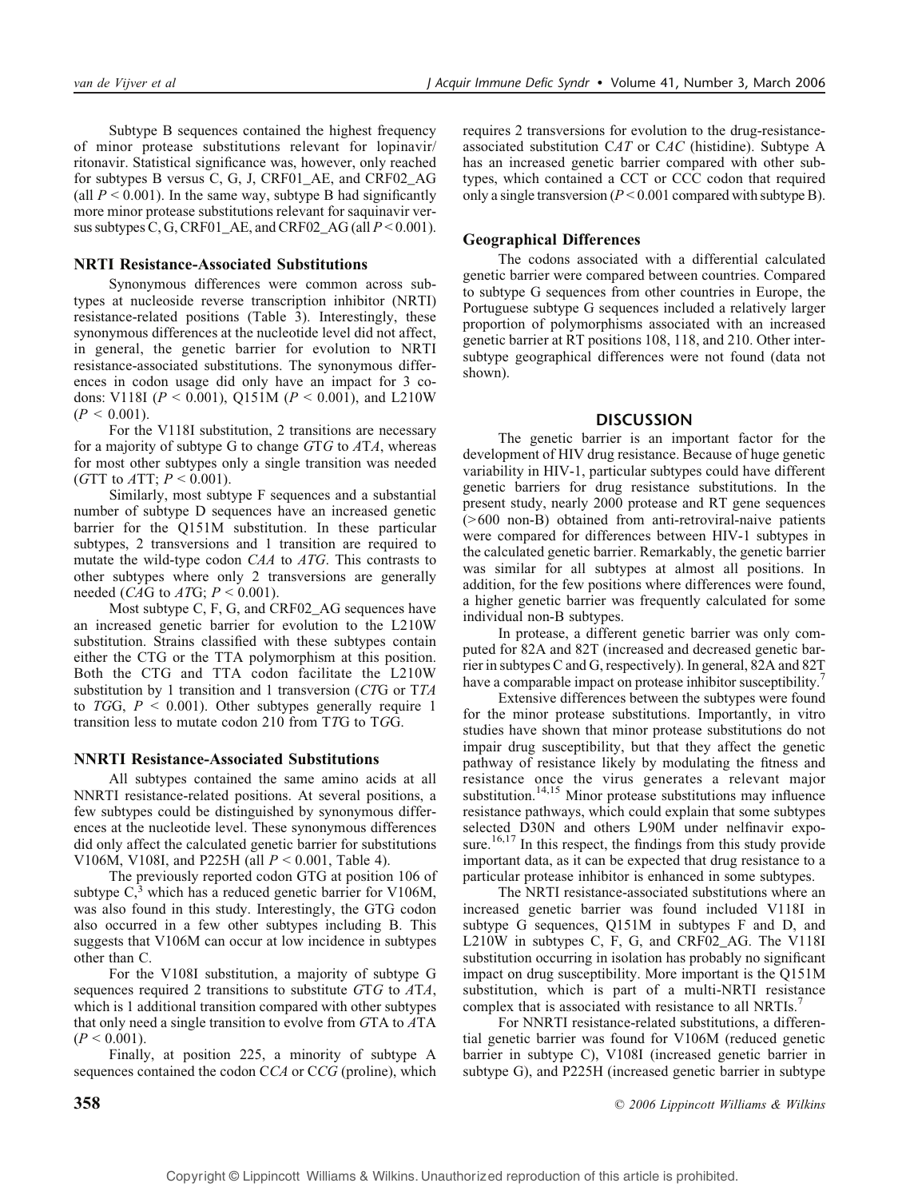Subtype B sequences contained the highest frequency of minor protease substitutions relevant for lopinavir/ritonavir. Statistical significance was, however, only reached for subtypes B versus C, G, J, CRF01_AE, and CRF02_AG (all $P < 0.001$). In the same way, subtype B had significantly more minor protease substitutions relevant for saquinavir versus subtypes C, G, CRF01_AE, and CRF02_AG (all $P < 0.001$).

### NRTI Resistance-Associated Substitutions

Synonymous differences were common across subtypes at nucleoside reverse transcription inhibitor (NRTI) resistance-related positions (Table 3). Interestingly, these synonymous differences at the nucleotide level did not affect, in general, the genetic barrier for evolution to NRTI resistance-associated substitutions. The synonymous differences in codon usage did only have an impact for 3 codons: V118I ($P < 0.001$), Q151M ($P < 0.001$), and L210W ($P < 0.001$).

For the V118I substitution, 2 transitions are necessary for a majority of subtype G to change *G*T*G* to *A*T*A*, whereas for most other subtypes only a single transition was needed (*G*TT to *A*TT; $P < 0.001$).

Similarly, most subtype F sequences and a substantial number of subtype D sequences have an increased genetic barrier for the Q151M substitution. In these particular subtypes, 2 transversions and 1 transition are required to mutate the wild-type codon *CAA* to *ATG*. This contrasts to other subtypes where only 2 transversions are generally needed (*CA*G to *AT*G; $P < 0.001$).

Most subtype C, F, G, and CRF02_AG sequences have an increased genetic barrier for evolution to the L210W substitution. Strains classified with these subtypes contain either the CTG or the TTA polymorphism at this position. Both the CTG and TTA codon facilitate the L210W substitution by 1 transition and 1 transversion (*CT*G or T*TA* to *TG*G, $P < 0.001$). Other subtypes generally require 1 transition less to mutate codon 210 from T*T*G to T*G*G.

### NNRTI Resistance-Associated Substitutions

All subtypes contained the same amino acids at all NNRTI resistance-related positions. At several positions, a few subtypes could be distinguished by synonymous differences at the nucleotide level. These synonymous differences did only affect the calculated genetic barrier for substitutions V106M, V108I, and P225H (all $P < 0.001$, Table 4).

The previously reported codon GTG at position 106 of subtype C,[3] which has a reduced genetic barrier for V106M, was also found in this study. Interestingly, the GTG codon also occurred in a few other subtypes including B. This suggests that V106M can occur at low incidence in subtypes other than C.

For the V108I substitution, a majority of subtype G sequences required 2 transitions to substitute *G*T*G* to *A*T*A*, which is 1 additional transition compared with other subtypes that only need a single transition to evolve from *G*TA to *A*TA ($P < 0.001$).

Finally, at position 225, a minority of subtype A sequences contained the codon C*CA* or C*CG* (proline), which requires 2 transversions for evolution to the drug-resistance-associated substitution C*AT* or C*AC* (histidine). Subtype A has an increased genetic barrier compared with other subtypes, which contained a CCT or CCC codon that required only a single transversion ($P < 0.001$ compared with subtype B).

### Geographical Differences

The codons associated with a differential calculated genetic barrier were compared between countries. Compared to subtype G sequences from other countries in Europe, the Portuguese subtype G sequences included a relatively larger proportion of polymorphisms associated with an increased genetic barrier at RT positions 108, 118, and 210. Other intersubtype geographical differences were not found (data not shown).

## DISCUSSION

The genetic barrier is an important factor for the development of HIV drug resistance. Because of huge genetic variability in HIV-1, particular subtypes could have different genetic barriers for drug resistance substitutions. In the present study, nearly 2000 protease and RT gene sequences (>600 non-B) obtained from anti-retroviral-naive patients were compared for differences between HIV-1 subtypes in the calculated genetic barrier. Remarkably, the genetic barrier was similar for all subtypes at almost all positions. In addition, for the few positions where differences were found, a higher genetic barrier was frequently calculated for some individual non-B subtypes.

In protease, a different genetic barrier was only computed for 82A and 82T (increased and decreased genetic barrier in subtypes C and G, respectively). In general, 82A and 82T have a comparable impact on protease inhibitor susceptibility.[7]

Extensive differences between the subtypes were found for the minor protease substitutions. Importantly, in vitro studies have shown that minor protease substitutions do not impair drug susceptibility, but that they affect the genetic pathway of resistance likely by modulating the fitness and resistance once the virus generates a relevant major substitution.[14,15] Minor protease substitutions may influence resistance pathways, which could explain that some subtypes selected D30N and others L90M under nelfinavir exposure.[16,17] In this respect, the findings from this study provide important data, as it can be expected that drug resistance to a particular protease inhibitor is enhanced in some subtypes.

The NRTI resistance-associated substitutions where an increased genetic barrier was found included V118I in subtype G sequences, Q151M in subtypes F and D, and L210W in subtypes C, F, G, and CRF02_AG. The V118I substitution occurring in isolation has probably no significant impact on drug susceptibility. More important is the Q151M substitution, which is part of a multi-NRTI resistance complex that is associated with resistance to all NRTIs.[7]

For NNRTI resistance-related substitutions, a differential genetic barrier was found for V106M (reduced genetic barrier in subtype C), V108I (increased genetic barrier in subtype G), and P225H (increased genetic barrier in subtype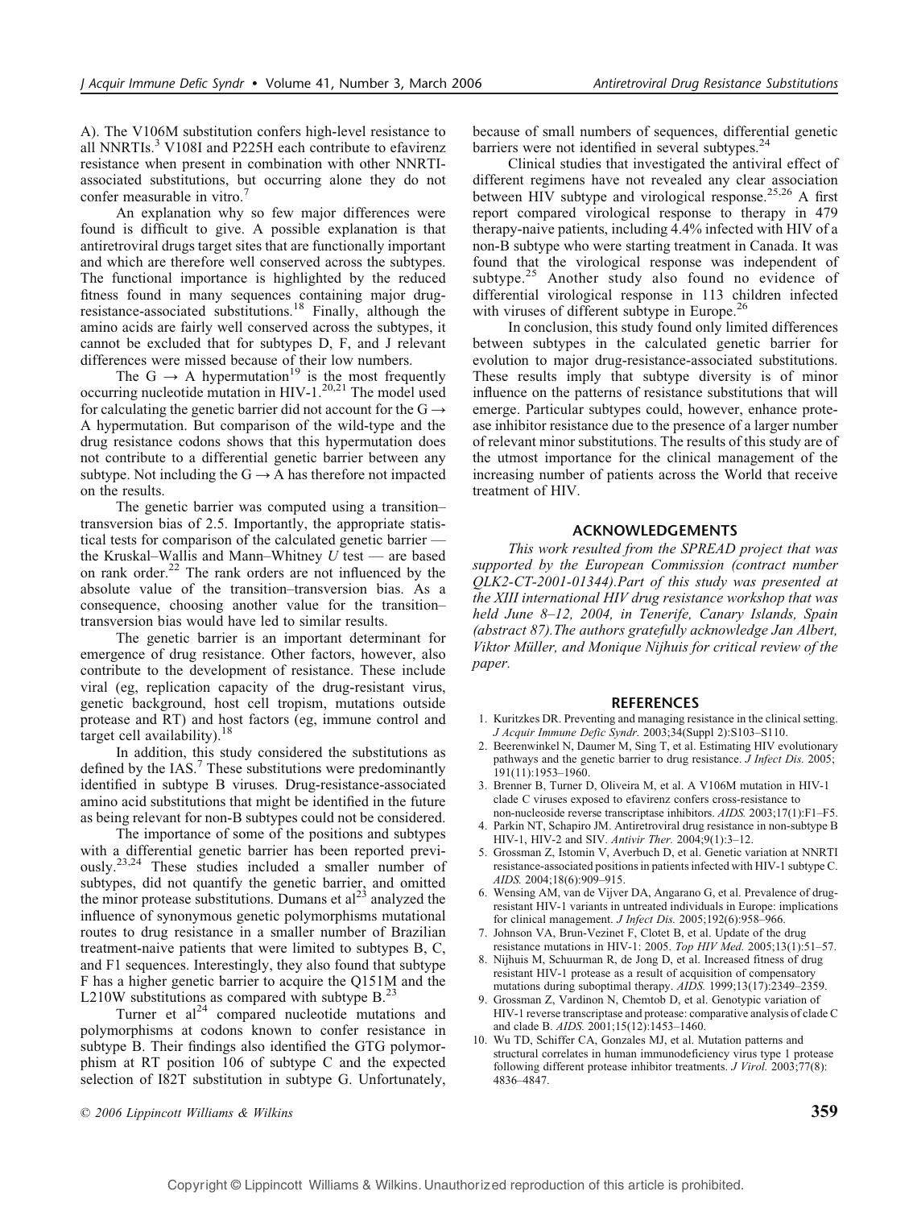A). The V106M substitution confers high-level resistance to all NNRTIs.[3] V108I and P225H each contribute to efavirenz resistance when present in combination with other NNRTI-associated substitutions, but occurring alone they do not confer measurable in vitro.[7]

An explanation why so few major differences were found is difficult to give. A possible explanation is that antiretroviral drugs target sites that are functionally important and which are therefore well conserved across the subtypes. The functional importance is highlighted by the reduced fitness found in many sequences containing major drug-resistance-associated substitutions.[18] Finally, although the amino acids are fairly well conserved across the subtypes, it cannot be excluded that for subtypes D, F, and J relevant differences were missed because of their low numbers.

The G → A hypermutation[19] is the most frequently occurring nucleotide mutation in HIV-1.[20,21] The model used for calculating the genetic barrier did not account for the G → A hypermutation. But comparison of the wild-type and the drug resistance codons shows that this hypermutation does not contribute to a differential genetic barrier between any subtype. Not including the G → A has therefore not impacted on the results.

The genetic barrier was computed using a transition–transversion bias of 2.5. Importantly, the appropriate statistical tests for comparison of the calculated genetic barrier — the Kruskal–Wallis and Mann–Whitney *U* test — are based on rank order.[22] The rank orders are not influenced by the absolute value of the transition–transversion bias. As a consequence, choosing another value for the transition–transversion bias would have led to similar results.

The genetic barrier is an important determinant for emergence of drug resistance. Other factors, however, also contribute to the development of resistance. These include viral (eg, replication capacity of the drug-resistant virus, genetic background, host cell tropism, mutations outside protease and RT) and host factors (eg, immune control and target cell availability).[18]

In addition, this study considered the substitutions as defined by the IAS.[7] These substitutions were predominantly identified in subtype B viruses. Drug-resistance-associated amino acid substitutions that might be identified in the future as being relevant for non-B subtypes could not be considered.

The importance of some of the positions and subtypes with a differential genetic barrier has been reported previously.[23,24] These studies included a smaller number of subtypes, did not quantify the genetic barrier, and omitted the minor protease substitutions. Dumans et al[23] analyzed the influence of synonymous genetic polymorphisms mutational routes to drug resistance in a smaller number of Brazilian treatment-naive patients that were limited to subtypes B, C, and F1 sequences. Interestingly, they also found that subtype F has a higher genetic barrier to acquire the Q151M and the L210W substitutions as compared with subtype B.[23]

Turner et al[24] compared nucleotide mutations and polymorphisms at codons known to confer resistance in subtype B. Their findings also identified the GTG polymorphism at RT position 106 of subtype C and the expected selection of I82T substitution in subtype G. Unfortunately, because of small numbers of sequences, differential genetic barriers were not identified in several subtypes.[24]

Clinical studies that investigated the antiviral effect of different regimens have not revealed any clear association between HIV subtype and virological response.[25,26] A first report compared virological response to therapy in 479 therapy-naive patients, including 4.4% infected with HIV of a non-B subtype who were starting treatment in Canada. It was found that the virological response was independent of subtype.[25] Another study also found no evidence of differential virological response in 113 children infected with viruses of different subtype in Europe.[26]

In conclusion, this study found only limited differences between subtypes in the calculated genetic barrier for evolution to major drug-resistance-associated substitutions. These results imply that subtype diversity is of minor influence on the patterns of resistance substitutions that will emerge. Particular subtypes could, however, enhance protease inhibitor resistance due to the presence of a larger number of relevant minor substitutions. The results of this study are of the utmost importance for the clinical management of the increasing number of patients across the World that receive treatment of HIV.

## ACKNOWLEDGEMENTS

*This work resulted from the SPREAD project that was supported by the European Commission (contract number QLK2-CT-2001-01344).Part of this study was presented at the XIII international HIV drug resistance workshop that was held June 8–12, 2004, in Tenerife, Canary Islands, Spain (abstract 87).The authors gratefully acknowledge Jan Albert, Viktor Müller, and Monique Nijhuis for critical review of the paper.*

## REFERENCES

1. Kuritzkes DR. Preventing and managing resistance in the clinical setting. *J Acquir Immune Defic Syndr.* 2003;34(Suppl 2):S103–S110.
2. Beerenwinkel N, Daumer M, Sing T, et al. Estimating HIV evolutionary pathways and the genetic barrier to drug resistance. *J Infect Dis.* 2005; 191(11):1953–1960.
3. Brenner B, Turner D, Oliveira M, et al. A V106M mutation in HIV-1 clade C viruses exposed to efavirenz confers cross-resistance to non-nucleoside reverse transcriptase inhibitors. *AIDS.* 2003;17(1):F1–F5.
4. Parkin NT, Schapiro JM. Antiretroviral drug resistance in non-subtype B HIV-1, HIV-2 and SIV. *Antivir Ther.* 2004;9(1):3–12.
5. Grossman Z, Istomin V, Averbuch D, et al. Genetic variation at NNRTI resistance-associated positions in patients infected with HIV-1 subtype C. *AIDS.* 2004;18(6):909–915.
6. Wensing AM, van de Vijver DA, Angarano G, et al. Prevalence of drug-resistant HIV-1 variants in untreated individuals in Europe: implications for clinical management. *J Infect Dis.* 2005;192(6):958–966.
7. Johnson VA, Brun-Vezinet F, Clotet B, et al. Update of the drug resistance mutations in HIV-1: 2005. *Top HIV Med.* 2005;13(1):51–57.
8. Nijhuis M, Schuurman R, de Jong D, et al. Increased fitness of drug resistant HIV-1 protease as a result of acquisition of compensatory mutations during suboptimal therapy. *AIDS.* 1999;13(17):2349–2359.
9. Grossman Z, Vardinon N, Chemtob D, et al. Genotypic variation of HIV-1 reverse transcriptase and protease: comparative analysis of clade C and clade B. *AIDS.* 2001;15(12):1453–1460.
10. Wu TD, Schiffer CA, Gonzales MJ, et al. Mutation patterns and structural correlates in human immunodeficiency virus type 1 protease following different protease inhibitor treatments. *J Virol.* 2003;77(8): 4836–4847.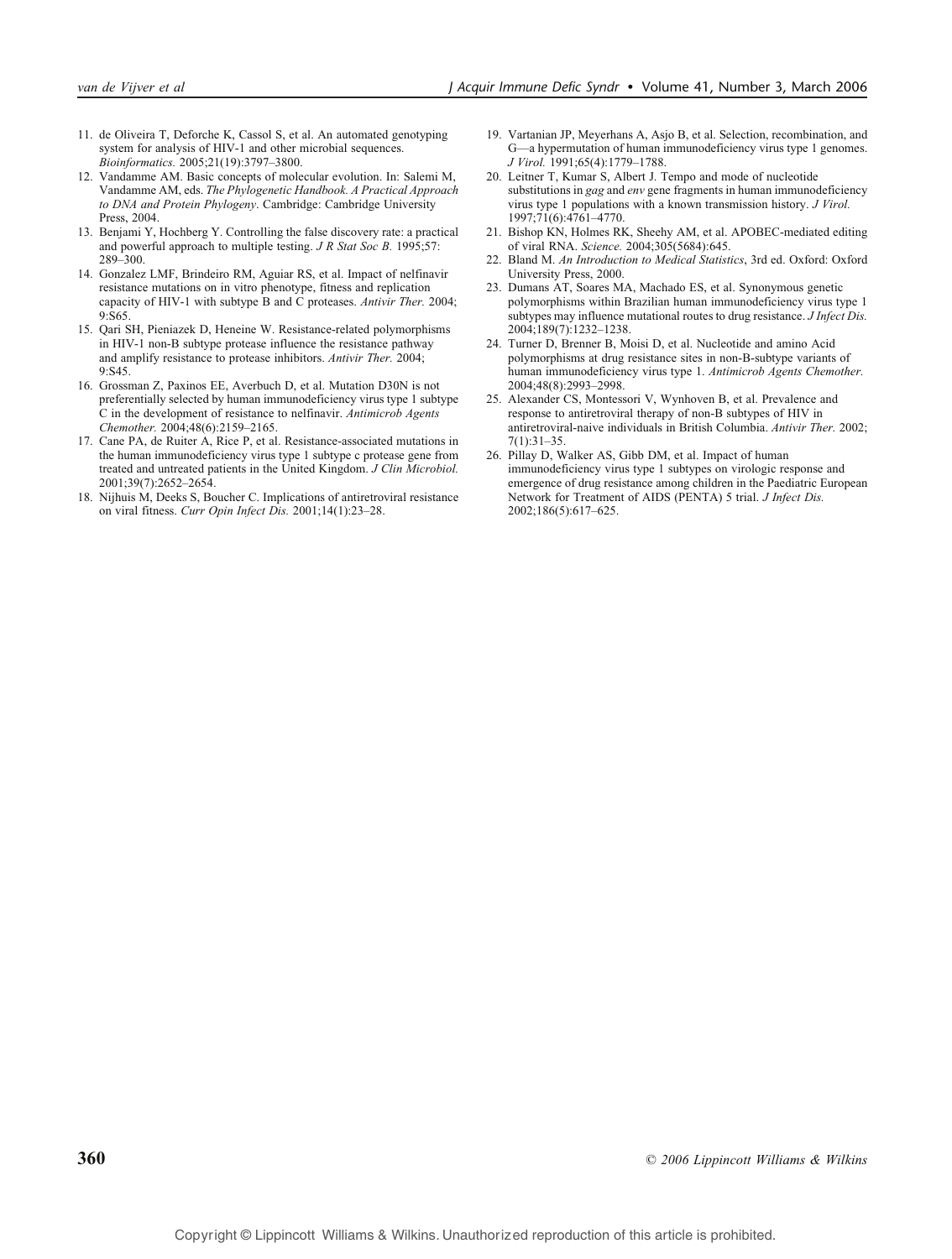11. de Oliveira T, Deforche K, Cassol S, et al. An automated genotyping system for analysis of HIV-1 and other microbial sequences. *Bioinformatics.* 2005;21(19):3797–3800.
12. Vandamme AM. Basic concepts of molecular evolution. In: Salemi M, Vandamme AM, eds. *The Phylogenetic Handbook. A Practical Approach to DNA and Protein Phylogeny*. Cambridge: Cambridge University Press, 2004.
13. Benjami Y, Hochberg Y. Controlling the false discovery rate: a practical and powerful approach to multiple testing. *J R Stat Soc B.* 1995;57: 289–300.
14. Gonzalez LMF, Brindeiro RM, Aguiar RS, et al. Impact of nelfinavir resistance mutations on in vitro phenotype, fitness and replication capacity of HIV-1 with subtype B and C proteases. *Antivir Ther.* 2004; 9:S65.
15. Qari SH, Pieniazek D, Heneine W. Resistance-related polymorphisms in HIV-1 non-B subtype protease influence the resistance pathway and amplify resistance to protease inhibitors. *Antivir Ther.* 2004; 9:S45.
16. Grossman Z, Paxinos EE, Averbuch D, et al. Mutation D30N is not preferentially selected by human immunodeficiency virus type 1 subtype C in the development of resistance to nelfinavir. *Antimicrob Agents Chemother.* 2004;48(6):2159–2165.
17. Cane PA, de Ruiter A, Rice P, et al. Resistance-associated mutations in the human immunodeficiency virus type 1 subtype c protease gene from treated and untreated patients in the United Kingdom. *J Clin Microbiol.* 2001;39(7):2652–2654.
18. Nijhuis M, Deeks S, Boucher C. Implications of antiretroviral resistance on viral fitness. *Curr Opin Infect Dis.* 2001;14(1):23–28.
19. Vartanian JP, Meyerhans A, Asjo B, et al. Selection, recombination, and G—a hypermutation of human immunodeficiency virus type 1 genomes. *J Virol.* 1991;65(4):1779–1788.
20. Leitner T, Kumar S, Albert J. Tempo and mode of nucleotide substitutions in *gag* and *env* gene fragments in human immunodeficiency virus type 1 populations with a known transmission history. *J Virol.* 1997;71(6):4761–4770.
21. Bishop KN, Holmes RK, Sheehy AM, et al. APOBEC-mediated editing of viral RNA. *Science.* 2004;305(5684):645.
22. Bland M. *An Introduction to Medical Statistics*, 3rd ed. Oxford: Oxford University Press, 2000.
23. Dumans AT, Soares MA, Machado ES, et al. Synonymous genetic polymorphisms within Brazilian human immunodeficiency virus type 1 subtypes may influence mutational routes to drug resistance. *J Infect Dis.* 2004;189(7):1232–1238.
24. Turner D, Brenner B, Moisi D, et al. Nucleotide and amino Acid polymorphisms at drug resistance sites in non-B-subtype variants of human immunodeficiency virus type 1. *Antimicrob Agents Chemother.* 2004;48(8):2993–2998.
25. Alexander CS, Montessori V, Wynhoven B, et al. Prevalence and response to antiretroviral therapy of non-B subtypes of HIV in antiretroviral-naive individuals in British Columbia. *Antivir Ther.* 2002; 7(1):31–35.
26. Pillay D, Walker AS, Gibb DM, et al. Impact of human immunodeficiency virus type 1 subtypes on virologic response and emergence of drug resistance among children in the Paediatric European Network for Treatment of AIDS (PENTA) 5 trial. *J Infect Dis.* 2002;186(5):617–625.